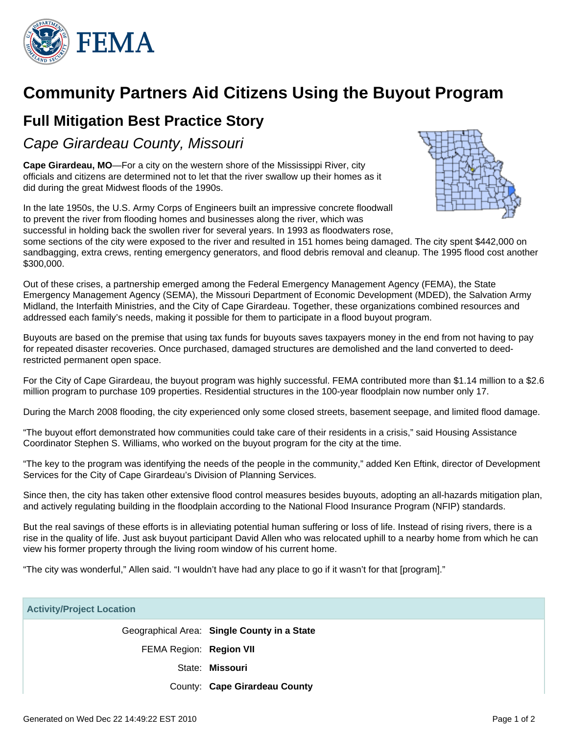# Community Partners Aid Citizens Using the Buyout Program

## Full Mitigation Best Practice Story

### *Cape Girardeau County, Missouri*

**Cape Girardeau, MO**—For a city on the western shore of the Mississippi River, city officials and citizens are determined not to let that the river swallow up their homes as it did during the great Midwest floods of the 1990s.

In the late 1950s, the U.S. Army Corps of Engineers built an impressive concrete floodwall to prevent the river from flooding homes and businesses along the river, which was successful in holding back the swollen river for several years. In 1993 as floodwaters rose, some sections of the city were exposed to the river and resulted in 151 homes being damaged. The city spent $442,000 on sandbagging, extra crews, renting emergency generators, and flood debris removal and cleanup. The 1995 flood cost another $300,000.

Out of these crises, a partnership emerged among the Federal Emergency Management Agency (FEMA), the State Emergency Management Agency (SEMA), the Missouri Department of Economic Development (MDED), the Salvation Army Midland, the Interfaith Ministries, and the City of Cape Girardeau. Together, these organizations combined resources and addressed each family's needs, making it possible for them to participate in a flood buyout program.

Buyouts are based on the premise that using tax funds for buyouts saves taxpayers money in the end from not having to pay for repeated disaster recoveries. Once purchased, damaged structures are demolished and the land converted to deed-restricted permanent open space.

For the City of Cape Girardeau, the buyout program was highly successful. FEMA contributed more than $1.14 million to a $2.6 million program to purchase 109 properties. Residential structures in the 100-year floodplain now number only 17.

During the March 2008 flooding, the city experienced only some closed streets, basement seepage, and limited flood damage.

"The buyout effort demonstrated how communities could take care of their residents in a crisis," said Housing Assistance Coordinator Stephen S. Williams, who worked on the buyout program for the city at the time.

"The key to the program was identifying the needs of the people in the community," added Ken Eftink, director of Development Services for the City of Cape Girardeau's Division of Planning Services.

Since then, the city has taken other extensive flood control measures besides buyouts, adopting an all-hazards mitigation plan, and actively regulating building in the floodplain according to the National Flood Insurance Program (NFIP) standards.

But the real savings of these efforts is in alleviating potential human suffering or loss of life. Instead of rising rivers, there is a rise in the quality of life. Just ask buyout participant David Allen who was relocated uphill to a nearby home from which he can view his former property through the living room window of his current home.

"The city was wonderful," Allen said. "I wouldn't have had any place to go if it wasn't for that [program]."

| Activity/Project Location | |
|---|---|
| Geographical Area: | **Single County in a State** |
| FEMA Region: | **Region VII** |
| State: | **Missouri** |
| County: | **Cape Girardeau County** |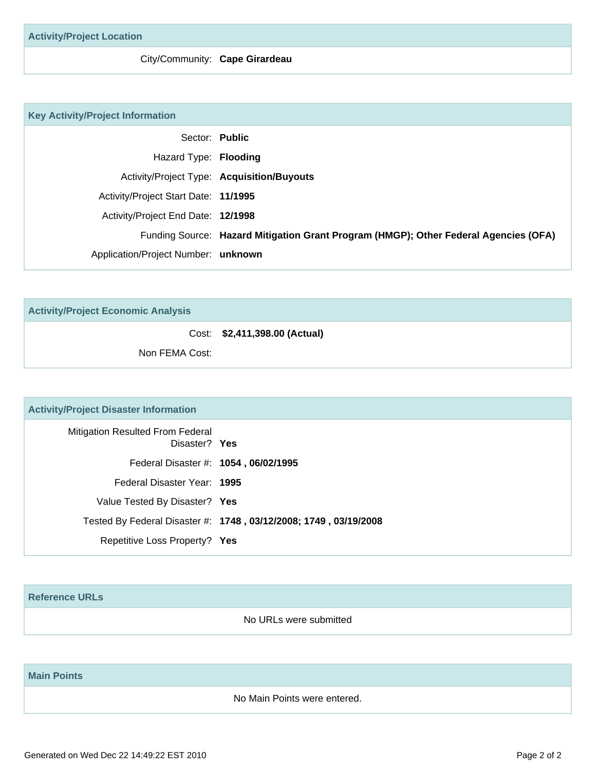## Activity/Project Location

City/Community: **Cape Girardeau**

## Key Activity/Project Information

Sector: **Public**

Hazard Type: **Flooding**

Activity/Project Type: **Acquisition/Buyouts**

Activity/Project Start Date: **11/1995**

Activity/Project End Date: **12/1998**

Funding Source: **Hazard Mitigation Grant Program (HMGP); Other Federal Agencies (OFA)**

Application/Project Number: **unknown**

## Activity/Project Economic Analysis

Cost: **$2,411,398.00 (Actual)**

Non FEMA Cost:

## Activity/Project Disaster Information

Mitigation Resulted From Federal Disaster? **Yes**

Federal Disaster #: **1054 , 06/02/1995**

Federal Disaster Year: **1995**

Value Tested By Disaster? **Yes**

Tested By Federal Disaster #: **1748 , 03/12/2008; 1749 , 03/19/2008**

Repetitive Loss Property? **Yes**

## Reference URLs

No URLs were submitted

## Main Points

No Main Points were entered.

Generated on Wed Dec 22 14:49:22 EST 2010